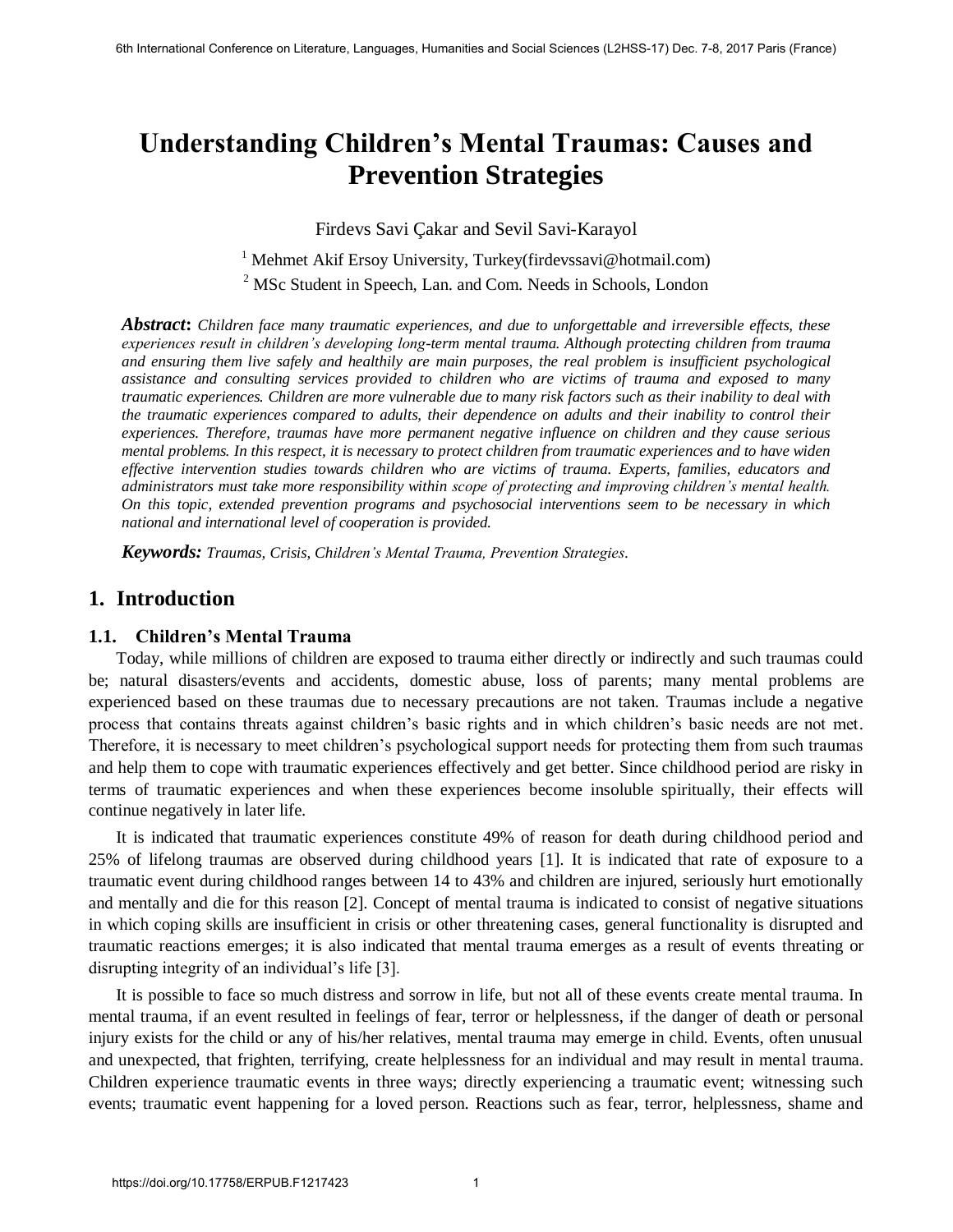# Understanding Children's Mental Traumas: Causes and Prevention Strategies

Firdevs Savi Çakar and Sevil Savi-Karayol

[1] Mehmet Akif Ersoy University, Turkey(firdevssavi@hotmail.com)

[2] MSc Student in Speech, Lan. and Com. Needs in Schools, London

***Abstract*****:** *Children face many traumatic experiences, and due to unforgettable and irreversible effects, these experiences result in children's developing long-term mental trauma. Although protecting children from trauma and ensuring them live safely and healthily are main purposes, the real problem is insufficient psychological assistance and consulting services provided to children who are victims of trauma and exposed to many traumatic experiences. Children are more vulnerable due to many risk factors such as their inability to deal with the traumatic experiences compared to adults, their dependence on adults and their inability to control their experiences. Therefore, traumas have more permanent negative influence on children and they cause serious mental problems. In this respect, it is necessary to protect children from traumatic experiences and to have widen effective intervention studies towards children who are victims of trauma. Experts, families, educators and administrators must take more responsibility within scope of protecting and improving children's mental health. On this topic, extended prevention programs and psychosocial interventions seem to be necessary in which national and international level of cooperation is provided.*

***Keywords:*** *Traumas, Crisis, Children's Mental Trauma, Prevention Strategies.*

## 1. Introduction

### 1.1. Children's Mental Trauma

Today, while millions of children are exposed to trauma either directly or indirectly and such traumas could be; natural disasters/events and accidents, domestic abuse, loss of parents; many mental problems are experienced based on these traumas due to necessary precautions are not taken. Traumas include a negative process that contains threats against children's basic rights and in which children's basic needs are not met. Therefore, it is necessary to meet children's psychological support needs for protecting them from such traumas and help them to cope with traumatic experiences effectively and get better. Since childhood period are risky in terms of traumatic experiences and when these experiences become insoluble spiritually, their effects will continue negatively in later life.

It is indicated that traumatic experiences constitute 49% of reason for death during childhood period and 25% of lifelong traumas are observed during childhood years [1]. It is indicated that rate of exposure to a traumatic event during childhood ranges between 14 to 43% and children are injured, seriously hurt emotionally and mentally and die for this reason [2]. Concept of mental trauma is indicated to consist of negative situations in which coping skills are insufficient in crisis or other threatening cases, general functionality is disrupted and traumatic reactions emerges; it is also indicated that mental trauma emerges as a result of events threating or disrupting integrity of an individual's life [3].

It is possible to face so much distress and sorrow in life, but not all of these events create mental trauma. In mental trauma, if an event resulted in feelings of fear, terror or helplessness, if the danger of death or personal injury exists for the child or any of his/her relatives, mental trauma may emerge in child. Events, often unusual and unexpected, that frighten, terrifying, create helplessness for an individual and may result in mental trauma. Children experience traumatic events in three ways; directly experiencing a traumatic event; witnessing such events; traumatic event happening for a loved person. Reactions such as fear, terror, helplessness, shame and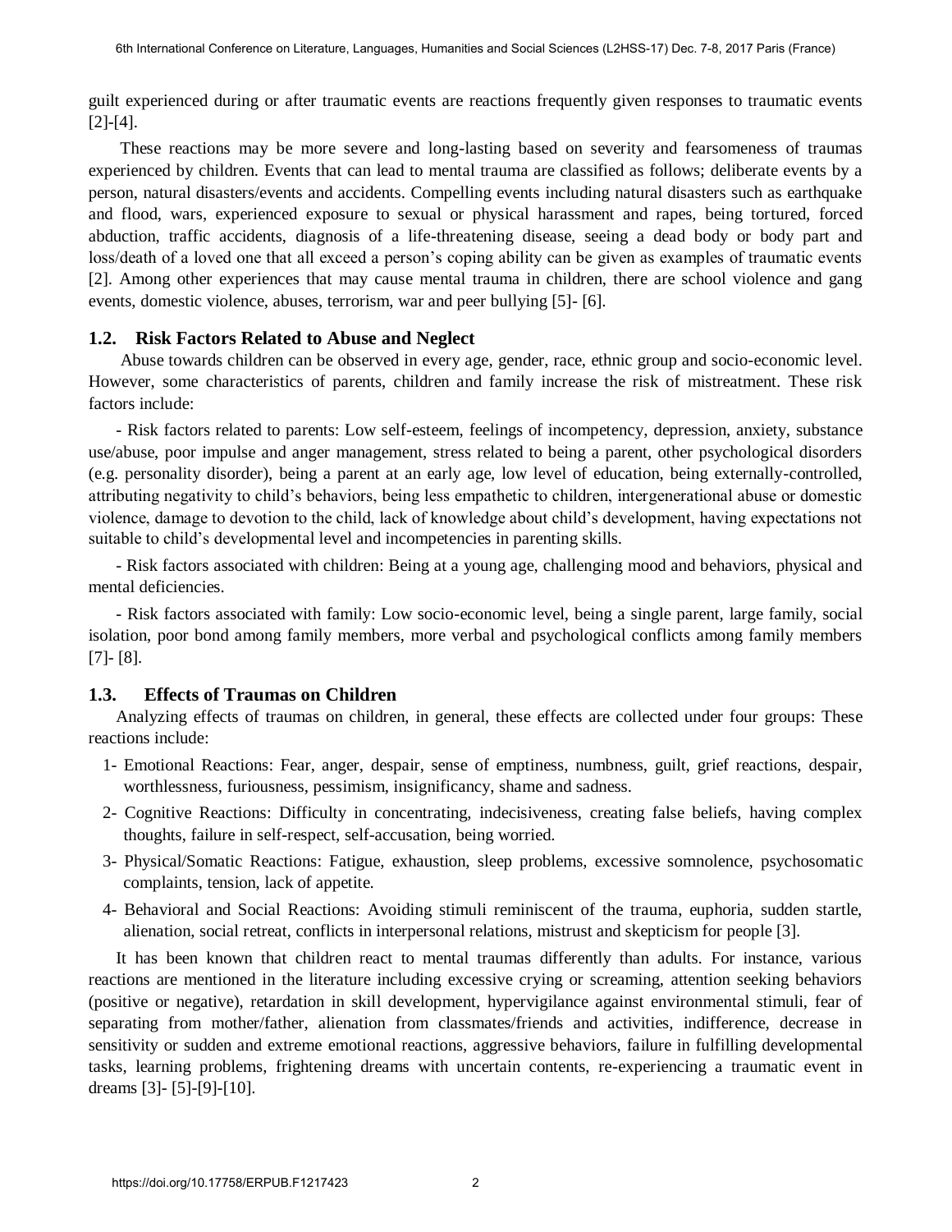guilt experienced during or after traumatic events are reactions frequently given responses to traumatic events [2]-[4].

These reactions may be more severe and long-lasting based on severity and fearsomeness of traumas experienced by children. Events that can lead to mental trauma are classified as follows; deliberate events by a person, natural disasters/events and accidents. Compelling events including natural disasters such as earthquake and flood, wars, experienced exposure to sexual or physical harassment and rapes, being tortured, forced abduction, traffic accidents, diagnosis of a life-threatening disease, seeing a dead body or body part and loss/death of a loved one that all exceed a person's coping ability can be given as examples of traumatic events [2]. Among other experiences that may cause mental trauma in children, there are school violence and gang events, domestic violence, abuses, terrorism, war and peer bullying [5]- [6].

### 1.2. Risk Factors Related to Abuse and Neglect

Abuse towards children can be observed in every age, gender, race, ethnic group and socio-economic level. However, some characteristics of parents, children and family increase the risk of mistreatment. These risk factors include:

- Risk factors related to parents: Low self-esteem, feelings of incompetency, depression, anxiety, substance use/abuse, poor impulse and anger management, stress related to being a parent, other psychological disorders (e.g. personality disorder), being a parent at an early age, low level of education, being externally-controlled, attributing negativity to child's behaviors, being less empathetic to children, intergenerational abuse or domestic violence, damage to devotion to the child, lack of knowledge about child's development, having expectations not suitable to child's developmental level and incompetencies in parenting skills.

- Risk factors associated with children: Being at a young age, challenging mood and behaviors, physical and mental deficiencies.

- Risk factors associated with family: Low socio-economic level, being a single parent, large family, social isolation, poor bond among family members, more verbal and psychological conflicts among family members [7]- [8].

### 1.3. Effects of Traumas on Children

Analyzing effects of traumas on children, in general, these effects are collected under four groups: These reactions include:

1- Emotional Reactions: Fear, anger, despair, sense of emptiness, numbness, guilt, grief reactions, despair, worthlessness, furiousness, pessimism, insignificancy, shame and sadness.

2- Cognitive Reactions: Difficulty in concentrating, indecisiveness, creating false beliefs, having complex thoughts, failure in self-respect, self-accusation, being worried.

3- Physical/Somatic Reactions: Fatigue, exhaustion, sleep problems, excessive somnolence, psychosomatic complaints, tension, lack of appetite.

4- Behavioral and Social Reactions: Avoiding stimuli reminiscent of the trauma, euphoria, sudden startle, alienation, social retreat, conflicts in interpersonal relations, mistrust and skepticism for people [3].

It has been known that children react to mental traumas differently than adults. For instance, various reactions are mentioned in the literature including excessive crying or screaming, attention seeking behaviors (positive or negative), retardation in skill development, hypervigilance against environmental stimuli, fear of separating from mother/father, alienation from classmates/friends and activities, indifference, decrease in sensitivity or sudden and extreme emotional reactions, aggressive behaviors, failure in fulfilling developmental tasks, learning problems, frightening dreams with uncertain contents, re-experiencing a traumatic event in dreams [3]- [5]-[9]-[10].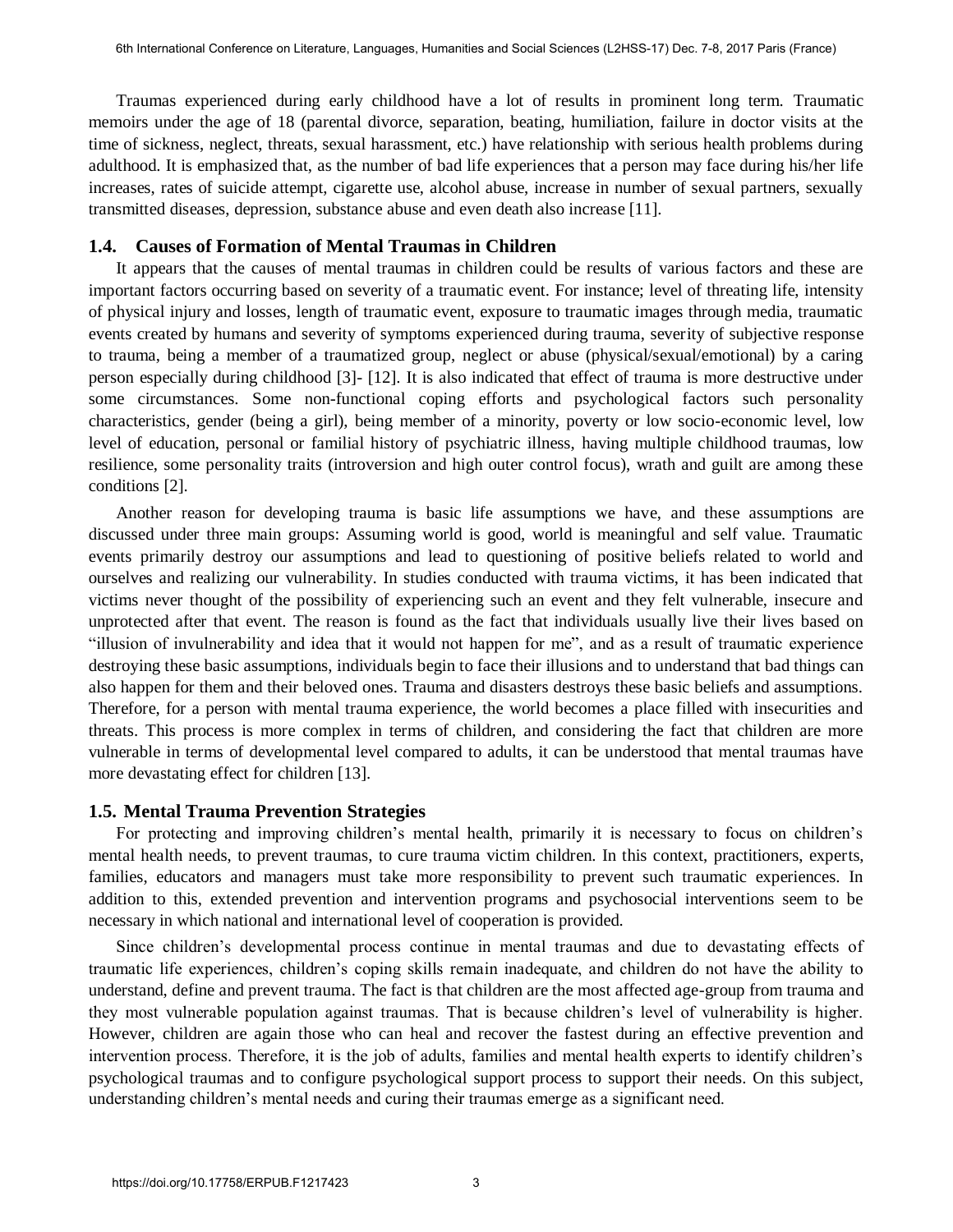Traumas experienced during early childhood have a lot of results in prominent long term. Traumatic memoirs under the age of 18 (parental divorce, separation, beating, humiliation, failure in doctor visits at the time of sickness, neglect, threats, sexual harassment, etc.) have relationship with serious health problems during adulthood. It is emphasized that, as the number of bad life experiences that a person may face during his/her life increases, rates of suicide attempt, cigarette use, alcohol abuse, increase in number of sexual partners, sexually transmitted diseases, depression, substance abuse and even death also increase [11].

### 1.4. Causes of Formation of Mental Traumas in Children

It appears that the causes of mental traumas in children could be results of various factors and these are important factors occurring based on severity of a traumatic event. For instance; level of threating life, intensity of physical injury and losses, length of traumatic event, exposure to traumatic images through media, traumatic events created by humans and severity of symptoms experienced during trauma, severity of subjective response to trauma, being a member of a traumatized group, neglect or abuse (physical/sexual/emotional) by a caring person especially during childhood [3]- [12]. It is also indicated that effect of trauma is more destructive under some circumstances. Some non-functional coping efforts and psychological factors such personality characteristics, gender (being a girl), being member of a minority, poverty or low socio-economic level, low level of education, personal or familial history of psychiatric illness, having multiple childhood traumas, low resilience, some personality traits (introversion and high outer control focus), wrath and guilt are among these conditions [2].

Another reason for developing trauma is basic life assumptions we have, and these assumptions are discussed under three main groups: Assuming world is good, world is meaningful and self value. Traumatic events primarily destroy our assumptions and lead to questioning of positive beliefs related to world and ourselves and realizing our vulnerability. In studies conducted with trauma victims, it has been indicated that victims never thought of the possibility of experiencing such an event and they felt vulnerable, insecure and unprotected after that event. The reason is found as the fact that individuals usually live their lives based on "illusion of invulnerability and idea that it would not happen for me", and as a result of traumatic experience destroying these basic assumptions, individuals begin to face their illusions and to understand that bad things can also happen for them and their beloved ones. Trauma and disasters destroys these basic beliefs and assumptions. Therefore, for a person with mental trauma experience, the world becomes a place filled with insecurities and threats. This process is more complex in terms of children, and considering the fact that children are more vulnerable in terms of developmental level compared to adults, it can be understood that mental traumas have more devastating effect for children [13].

### 1.5. Mental Trauma Prevention Strategies

For protecting and improving children's mental health, primarily it is necessary to focus on children's mental health needs, to prevent traumas, to cure trauma victim children. In this context, practitioners, experts, families, educators and managers must take more responsibility to prevent such traumatic experiences. In addition to this, extended prevention and intervention programs and psychosocial interventions seem to be necessary in which national and international level of cooperation is provided.

Since children's developmental process continue in mental traumas and due to devastating effects of traumatic life experiences, children's coping skills remain inadequate, and children do not have the ability to understand, define and prevent trauma. The fact is that children are the most affected age-group from trauma and they most vulnerable population against traumas. That is because children's level of vulnerability is higher. However, children are again those who can heal and recover the fastest during an effective prevention and intervention process. Therefore, it is the job of adults, families and mental health experts to identify children's psychological traumas and to configure psychological support process to support their needs. On this subject, understanding children's mental needs and curing their traumas emerge as a significant need.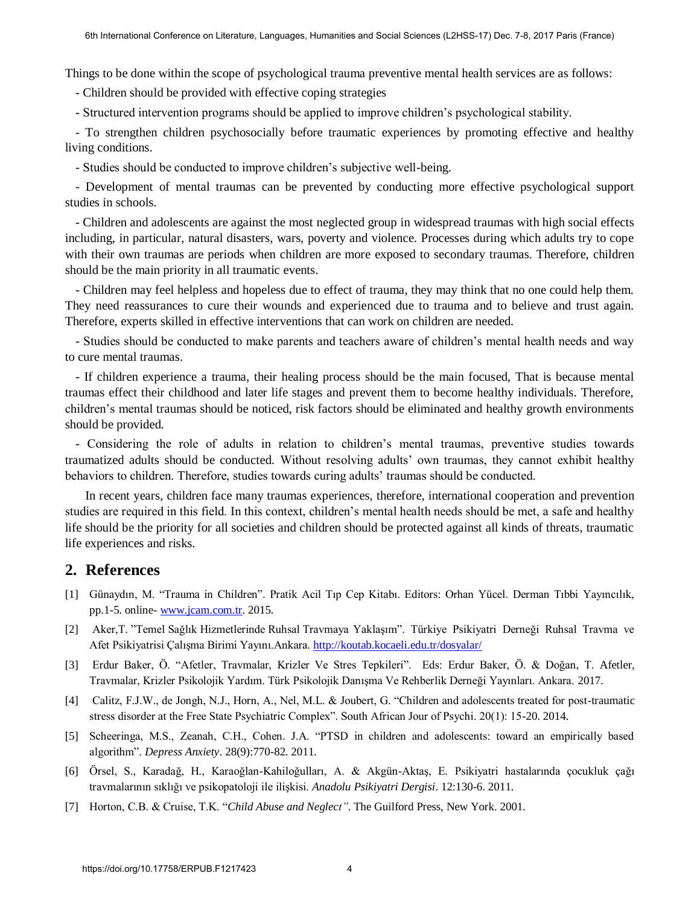Things to be done within the scope of psychological trauma preventive mental health services are as follows:

- Children should be provided with effective coping strategies
- Structured intervention programs should be applied to improve children's psychological stability.
- To strengthen children psychosocially before traumatic experiences by promoting effective and healthy living conditions.
- Studies should be conducted to improve children's subjective well-being.
- Development of mental traumas can be prevented by conducting more effective psychological support studies in schools.
- Children and adolescents are against the most neglected group in widespread traumas with high social effects including, in particular, natural disasters, wars, poverty and violence. Processes during which adults try to cope with their own traumas are periods when children are more exposed to secondary traumas. Therefore, children should be the main priority in all traumatic events.
- Children may feel helpless and hopeless due to effect of trauma, they may think that no one could help them. They need reassurances to cure their wounds and experienced due to trauma and to believe and trust again. Therefore, experts skilled in effective interventions that can work on children are needed.
- Studies should be conducted to make parents and teachers aware of children's mental health needs and way to cure mental traumas.
- If children experience a trauma, their healing process should be the main focused, That is because mental traumas effect their childhood and later life stages and prevent them to become healthy individuals. Therefore, children's mental traumas should be noticed, risk factors should be eliminated and healthy growth environments should be provided.
- Considering the role of adults in relation to children's mental traumas, preventive studies towards traumatized adults should be conducted. Without resolving adults' own traumas, they cannot exhibit healthy behaviors to children. Therefore, studies towards curing adults' traumas should be conducted.

In recent years, children face many traumas experiences, therefore, international cooperation and prevention studies are required in this field. In this context, children's mental health needs should be met, a safe and healthy life should be the priority for all societies and children should be protected against all kinds of threats, traumatic life experiences and risks.

## 2. References

[1] Günaydın, M. "Trauma in Children". Pratik Acil Tıp Cep Kitabı. Editors: Orhan Yücel. Derman Tıbbi Yayıncılık, pp.1-5. online- www.jcam.com.tr. 2015.

[2] Aker,T. "Temel Sağlık Hizmetlerinde Ruhsal Travmaya Yaklaşım". Türkiye Psikiyatri Derneği Ruhsal Travma ve Afet Psikiyatrisi Çalışma Birimi Yayını.Ankara. http://koutab.kocaeli.edu.tr/dosyalar/

[3] Erdur Baker, Ö. "Afetler, Travmalar, Krizler Ve Stres Tepkileri". Eds: Erdur Baker, Ö. & Doğan, T. Afetler, Travmalar, Krizler Psikolojik Yardım. Türk Psikolojik Danışma Ve Rehberlik Derneği Yayınları. Ankara. 2017.

[4] Calitz, F.J.W., de Jongh, N.J., Horn, A., Nel, M.L. & Joubert, G. "Children and adolescents treated for post-traumatic stress disorder at the Free State Psychiatric Complex". South African Jour of Psychi. 20(1): 15-20. 2014.

[5] Scheeringa, M.S., Zeanah, C.H., Cohen. J.A. "PTSD in children and adolescents: toward an empirically based algorithm". *Depress Anxiety*. 28(9):770-82. 2011.

[6] Örsel, S., Karadağ, H., Karaoğlan-Kahiloğulları, A. & Akgün-Aktaş, E. Psikiyatri hastalarında çocukluk çağı travmalarının sıklığı ve psikopatoloji ile ilişkisi. *Anadolu Psikiyatri Dergisi*. 12:130-6. 2011.

[7] Horton, C.B. & Cruise, T.K. "*Child Abuse and Neglect"*. The Guilford Press, New York. 2001.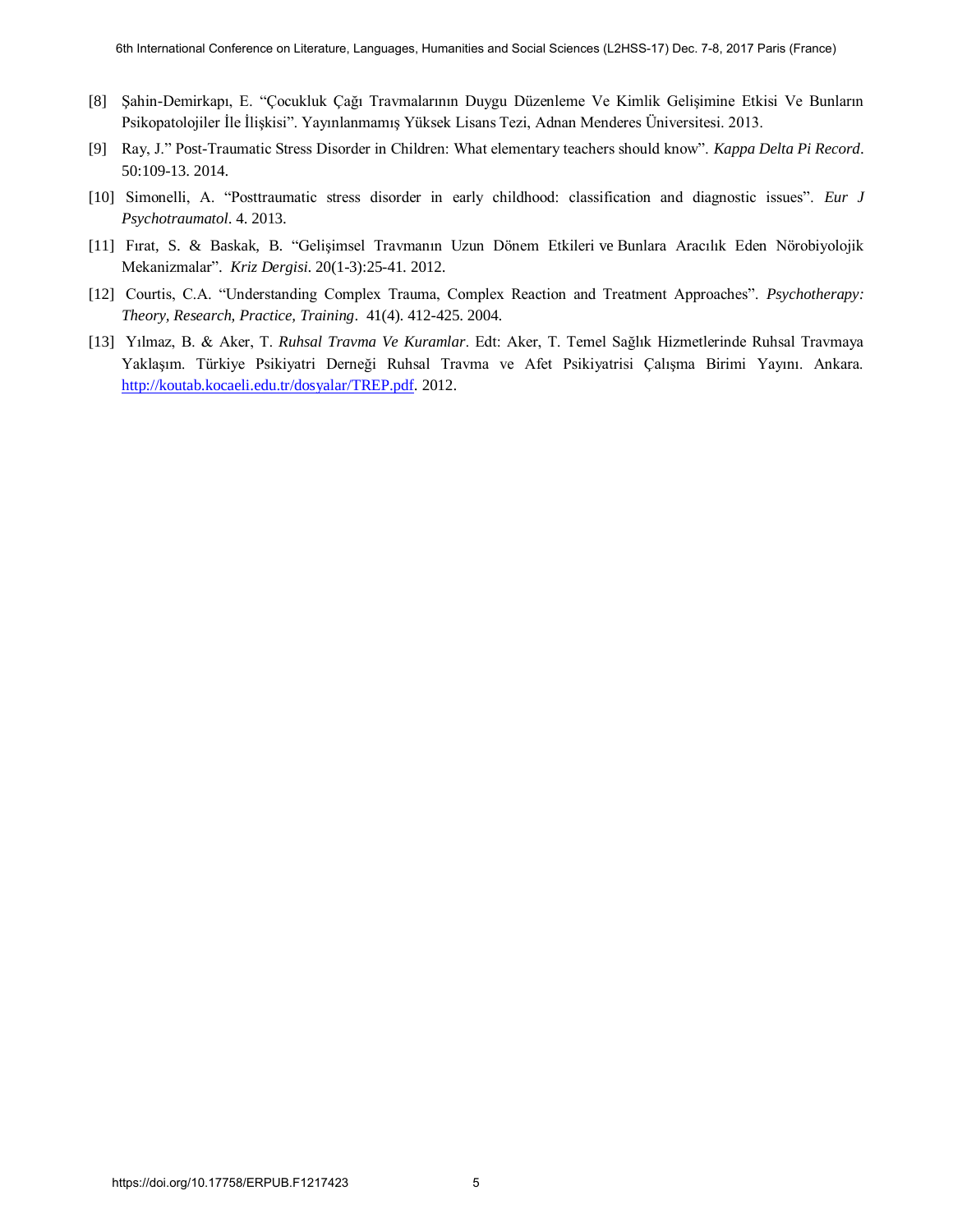[8] Şahin-Demirkapı, E. "Çocukluk Çağı Travmalarının Duygu Düzenleme Ve Kimlik Gelişimine Etkisi Ve Bunların Psikopatolojiler İle İlişkisi". Yayınlanmamış Yüksek Lisans Tezi, Adnan Menderes Üniversitesi. 2013.

[9] Ray, J." Post-Traumatic Stress Disorder in Children: What elementary teachers should know". *Kappa Delta Pi Record*. 50:109-13. 2014.

[10] Simonelli, A. "Posttraumatic stress disorder in early childhood: classification and diagnostic issues". *Eur J Psychotraumatol*. 4. 2013.

[11] Fırat, S. & Baskak, B. "Gelişimsel Travmanın Uzun Dönem Etkileri ve Bunlara Aracılık Eden Nörobiyolojik Mekanizmalar". *Kriz Dergisi*. 20(1-3):25-41. 2012.

[12] Courtis, C.A. "Understanding Complex Trauma, Complex Reaction and Treatment Approaches". *Psychotherapy: Theory, Research, Practice, Training*. 41(4). 412-425. 2004.

[13] Yılmaz, B. & Aker, T. *Ruhsal Travma Ve Kuramlar*. Edt: Aker, T. Temel Sağlık Hizmetlerinde Ruhsal Travmaya Yaklaşım. Türkiye Psikiyatri Derneği Ruhsal Travma ve Afet Psikiyatrisi Çalışma Birimi Yayını. Ankara. http://koutab.kocaeli.edu.tr/dosyalar/TREP.pdf. 2012.